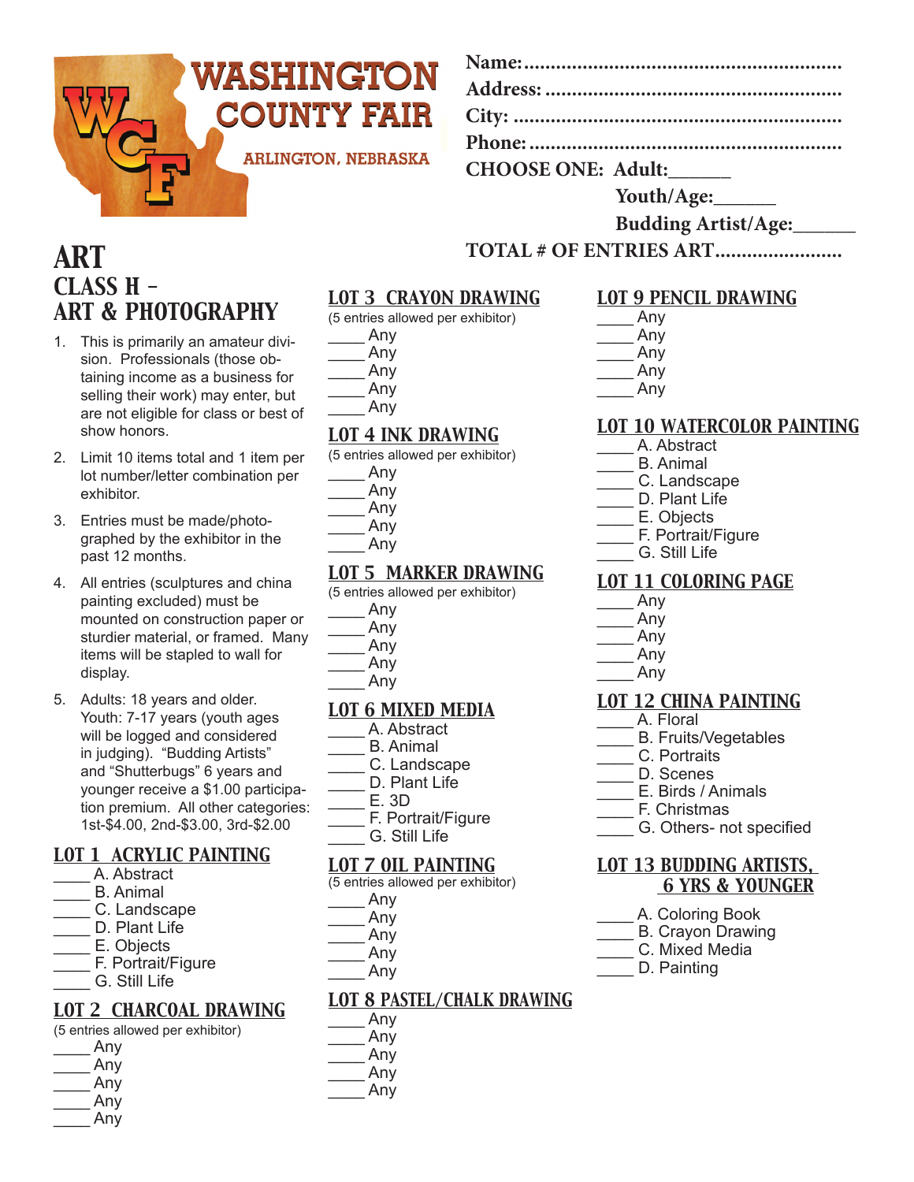# WASHINGTON COUNTY FAIR

ARLINGTON, NEBRASKA

**Name:** ..........................................................

**Address:** ......................................................

**City:** ............................................................

**Phone:** .........................................................

**CHOOSE ONE: Adult:**______

**Youth/Age:**______

**Budding Artist/Age:**______

**TOTAL # OF ENTRIES ART**........................

# ART

## CLASS H – ART & PHOTOGRAPHY

1. This is primarily an amateur division. Professionals (those obtaining income as a business for selling their work) may enter, but are not eligible for class or best of show honors.
2. Limit 10 items total and 1 item per lot number/letter combination per exhibitor.
3. Entries must be made/photographed by the exhibitor in the past 12 months.
4. All entries (sculptures and china painting excluded) must be mounted on construction paper or sturdier material, or framed. Many items will be stapled to wall for display.
5. Adults: 18 years and older. Youth: 7-17 years (youth ages will be logged and considered in judging). "Budding Artists" and "Shutterbugs" 6 years and younger receive a $1.00 participation premium. All other categories: 1st-$4.00, 2nd-$3.00, 3rd-$2.00

### LOT 1 ACRYLIC PAINTING

____ A. Abstract
____ B. Animal
____ C. Landscape
____ D. Plant Life
____ E. Objects
____ F. Portrait/Figure
____ G. Still Life

### LOT 2 CHARCOAL DRAWING

(5 entries allowed per exhibitor)

____ Any
____ Any
____ Any
____ Any
____ Any

### LOT 3 CRAYON DRAWING

(5 entries allowed per exhibitor)

____ Any
____ Any
____ Any
____ Any
____ Any

### LOT 4 INK DRAWING

(5 entries allowed per exhibitor)

____ Any
____ Any
____ Any
____ Any
____ Any

### LOT 5 MARKER DRAWING

(5 entries allowed per exhibitor)

____ Any
____ Any
____ Any
____ Any
____ Any

### LOT 6 MIXED MEDIA

____ A. Abstract
____ B. Animal
____ C. Landscape
____ D. Plant Life
____ E. 3D
____ F. Portrait/Figure
____ G. Still Life

### LOT 7 OIL PAINTING

(5 entries allowed per exhibitor)

____ Any
____ Any
____ Any
____ Any
____ Any

### LOT 8 PASTEL/CHALK DRAWING

____ Any
____ Any
____ Any
____ Any
____ Any

### LOT 9 PENCIL DRAWING

____ Any
____ Any
____ Any
____ Any
____ Any

### LOT 10 WATERCOLOR PAINTING

____ A. Abstract
____ B. Animal
____ C. Landscape
____ D. Plant Life
____ E. Objects
____ F. Portrait/Figure
____ G. Still Life

### LOT 11 COLORING PAGE

____ Any
____ Any
____ Any
____ Any
____ Any

### LOT 12 CHINA PAINTING

____ A. Floral
____ B. Fruits/Vegetables
____ C. Portraits
____ D. Scenes
____ E. Birds / Animals
____ F. Christmas
____ G. Others- not specified

### LOT 13 BUDDING ARTISTS, 6 YRS & YOUNGER

____ A. Coloring Book
____ B. Crayon Drawing
____ C. Mixed Media
____ D. Painting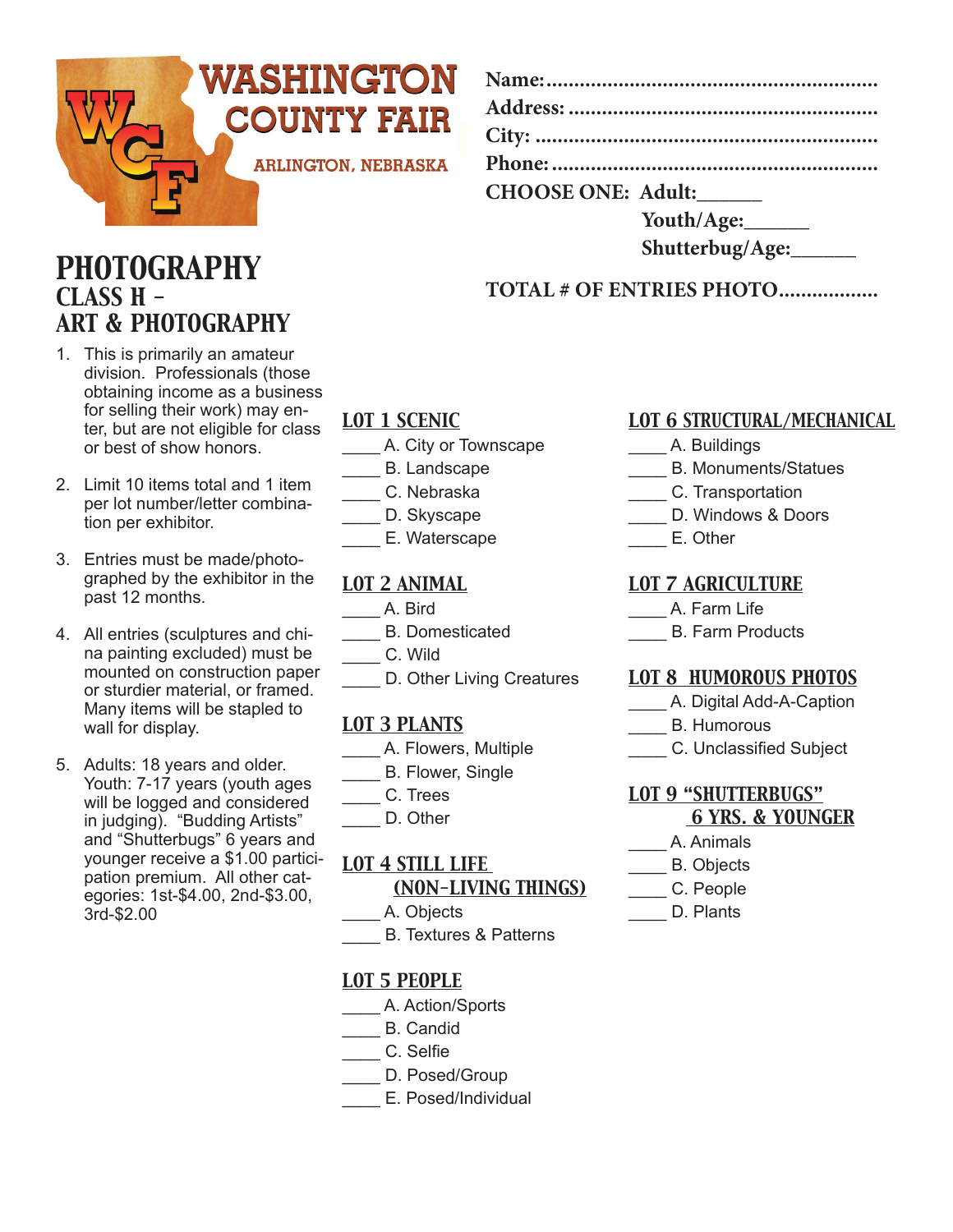# WASHINGTON COUNTY FAIR

ARLINGTON, NEBRASKA

**Name:**........................................................

**Address:**......................................................

**City:**............................................................

**Phone:**.........................................................

**CHOOSE ONE: Adult:**______

**Youth/Age:**______

**Shutterbug/Age:**______

**TOTAL # OF ENTRIES PHOTO**.................

# PHOTOGRAPHY

## CLASS H – ART & PHOTOGRAPHY

1. This is primarily an amateur division. Professionals (those obtaining income as a business for selling their work) may enter, but are not eligible for class or best of show honors.
2. Limit 10 items total and 1 item per lot number/letter combination per exhibitor.
3. Entries must be made/photographed by the exhibitor in the past 12 months.
4. All entries (sculptures and china painting excluded) must be mounted on construction paper or sturdier material, or framed. Many items will be stapled to wall for display.
5. Adults: 18 years and older. Youth: 7-17 years (youth ages will be logged and considered in judging). "Budding Artists" and "Shutterbugs" 6 years and younger receive a $1.00 participation premium. All other categories: 1st-$4.00, 2nd-$3.00, 3rd-$2.00

### LOT 1 SCENIC

____ A. City or Townscape
____ B. Landscape
____ C. Nebraska
____ D. Skyscape
____ E. Waterscape

### LOT 2 ANIMAL

____ A. Bird
____ B. Domesticated
____ C. Wild
____ D. Other Living Creatures

### LOT 3 PLANTS

____ A. Flowers, Multiple
____ B. Flower, Single
____ C. Trees
____ D. Other

### LOT 4 STILL LIFE (NON-LIVING THINGS)

____ A. Objects
____ B. Textures & Patterns

### LOT 5 PEOPLE

____ A. Action/Sports
____ B. Candid
____ C. Selfie
____ D. Posed/Group
____ E. Posed/Individual

### LOT 6 STRUCTURAL/MECHANICAL

____ A. Buildings
____ B. Monuments/Statues
____ C. Transportation
____ D. Windows & Doors
____ E. Other

### LOT 7 AGRICULTURE

____ A. Farm Life
____ B. Farm Products

### LOT 8 HUMOROUS PHOTOS

____ A. Digital Add-A-Caption
____ B. Humorous
____ C. Unclassified Subject

### LOT 9 "SHUTTERBUGS" 6 YRS. & YOUNGER

____ A. Animals
____ B. Objects
____ C. People
____ D. Plants